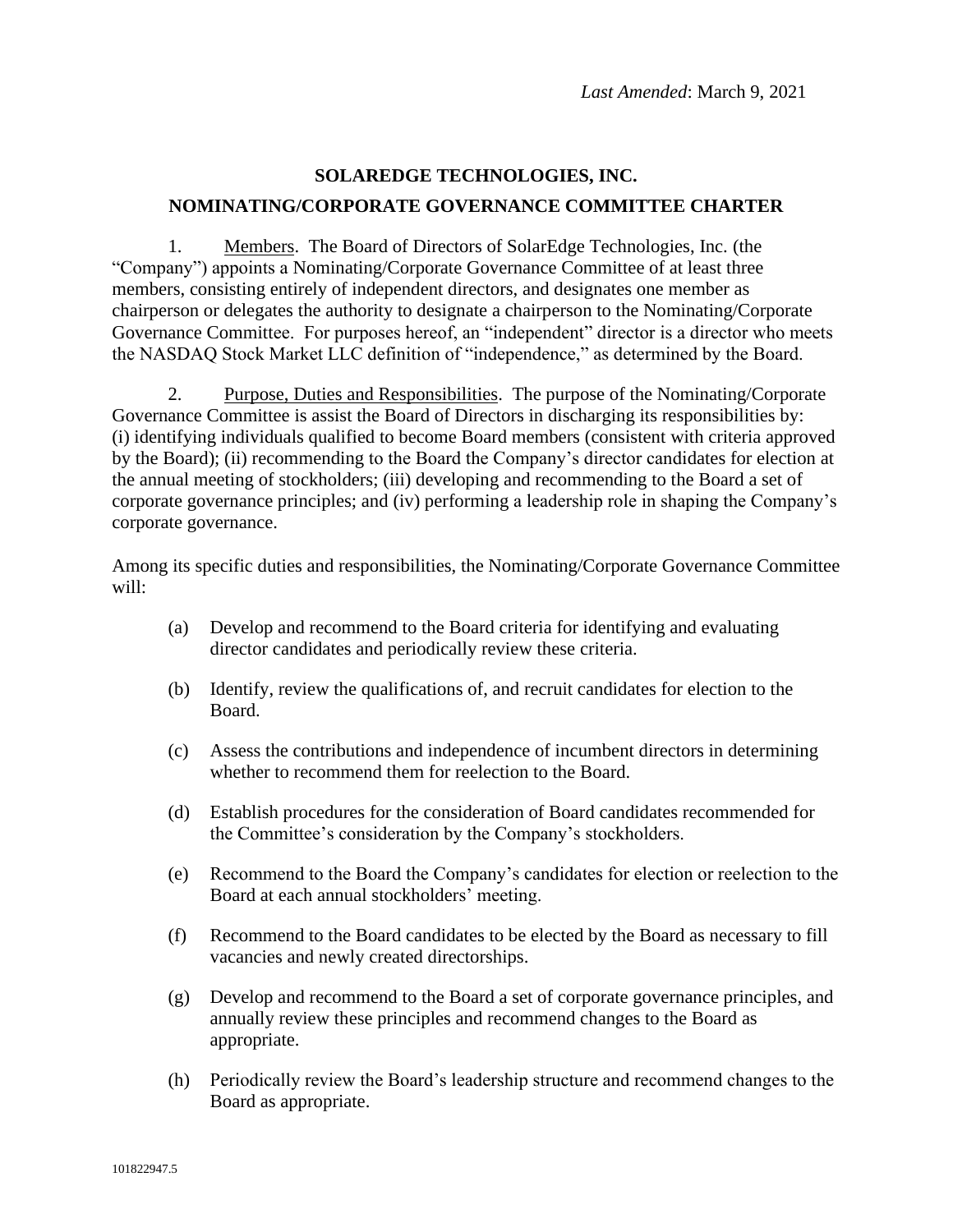*Last Amended*: March 9, 2021

# SOLAREDGE TECHNOLOGIES, INC.

## NOMINATING/CORPORATE GOVERNANCE COMMITTEE CHARTER

1. Members. The Board of Directors of SolarEdge Technologies, Inc. (the "Company") appoints a Nominating/Corporate Governance Committee of at least three members, consisting entirely of independent directors, and designates one member as chairperson or delegates the authority to designate a chairperson to the Nominating/Corporate Governance Committee. For purposes hereof, an "independent" director is a director who meets the NASDAQ Stock Market LLC definition of "independence," as determined by the Board.

2. Purpose, Duties and Responsibilities. The purpose of the Nominating/Corporate Governance Committee is assist the Board of Directors in discharging its responsibilities by: (i) identifying individuals qualified to become Board members (consistent with criteria approved by the Board); (ii) recommending to the Board the Company's director candidates for election at the annual meeting of stockholders; (iii) developing and recommending to the Board a set of corporate governance principles; and (iv) performing a leadership role in shaping the Company's corporate governance.

Among its specific duties and responsibilities, the Nominating/Corporate Governance Committee will:

(a) Develop and recommend to the Board criteria for identifying and evaluating director candidates and periodically review these criteria.

(b) Identify, review the qualifications of, and recruit candidates for election to the Board.

(c) Assess the contributions and independence of incumbent directors in determining whether to recommend them for reelection to the Board.

(d) Establish procedures for the consideration of Board candidates recommended for the Committee's consideration by the Company's stockholders.

(e) Recommend to the Board the Company's candidates for election or reelection to the Board at each annual stockholders' meeting.

(f) Recommend to the Board candidates to be elected by the Board as necessary to fill vacancies and newly created directorships.

(g) Develop and recommend to the Board a set of corporate governance principles, and annually review these principles and recommend changes to the Board as appropriate.

(h) Periodically review the Board's leadership structure and recommend changes to the Board as appropriate.

101822947.5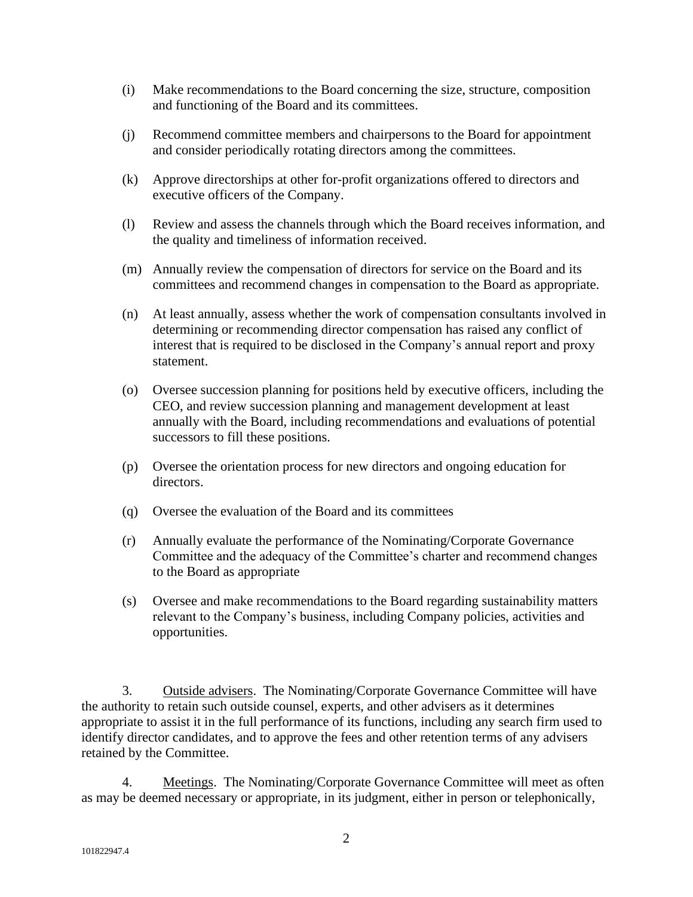(i) Make recommendations to the Board concerning the size, structure, composition and functioning of the Board and its committees.

(j) Recommend committee members and chairpersons to the Board for appointment and consider periodically rotating directors among the committees.

(k) Approve directorships at other for-profit organizations offered to directors and executive officers of the Company.

(l) Review and assess the channels through which the Board receives information, and the quality and timeliness of information received.

(m) Annually review the compensation of directors for service on the Board and its committees and recommend changes in compensation to the Board as appropriate.

(n) At least annually, assess whether the work of compensation consultants involved in determining or recommending director compensation has raised any conflict of interest that is required to be disclosed in the Company's annual report and proxy statement.

(o) Oversee succession planning for positions held by executive officers, including the CEO, and review succession planning and management development at least annually with the Board, including recommendations and evaluations of potential successors to fill these positions.

(p) Oversee the orientation process for new directors and ongoing education for directors.

(q) Oversee the evaluation of the Board and its committees

(r) Annually evaluate the performance of the Nominating/Corporate Governance Committee and the adequacy of the Committee's charter and recommend changes to the Board as appropriate

(s) Oversee and make recommendations to the Board regarding sustainability matters relevant to the Company's business, including Company policies, activities and opportunities.

3. Outside advisers. The Nominating/Corporate Governance Committee will have the authority to retain such outside counsel, experts, and other advisers as it determines appropriate to assist it in the full performance of its functions, including any search firm used to identify director candidates, and to approve the fees and other retention terms of any advisers retained by the Committee.

4. Meetings. The Nominating/Corporate Governance Committee will meet as often as may be deemed necessary or appropriate, in its judgment, either in person or telephonically,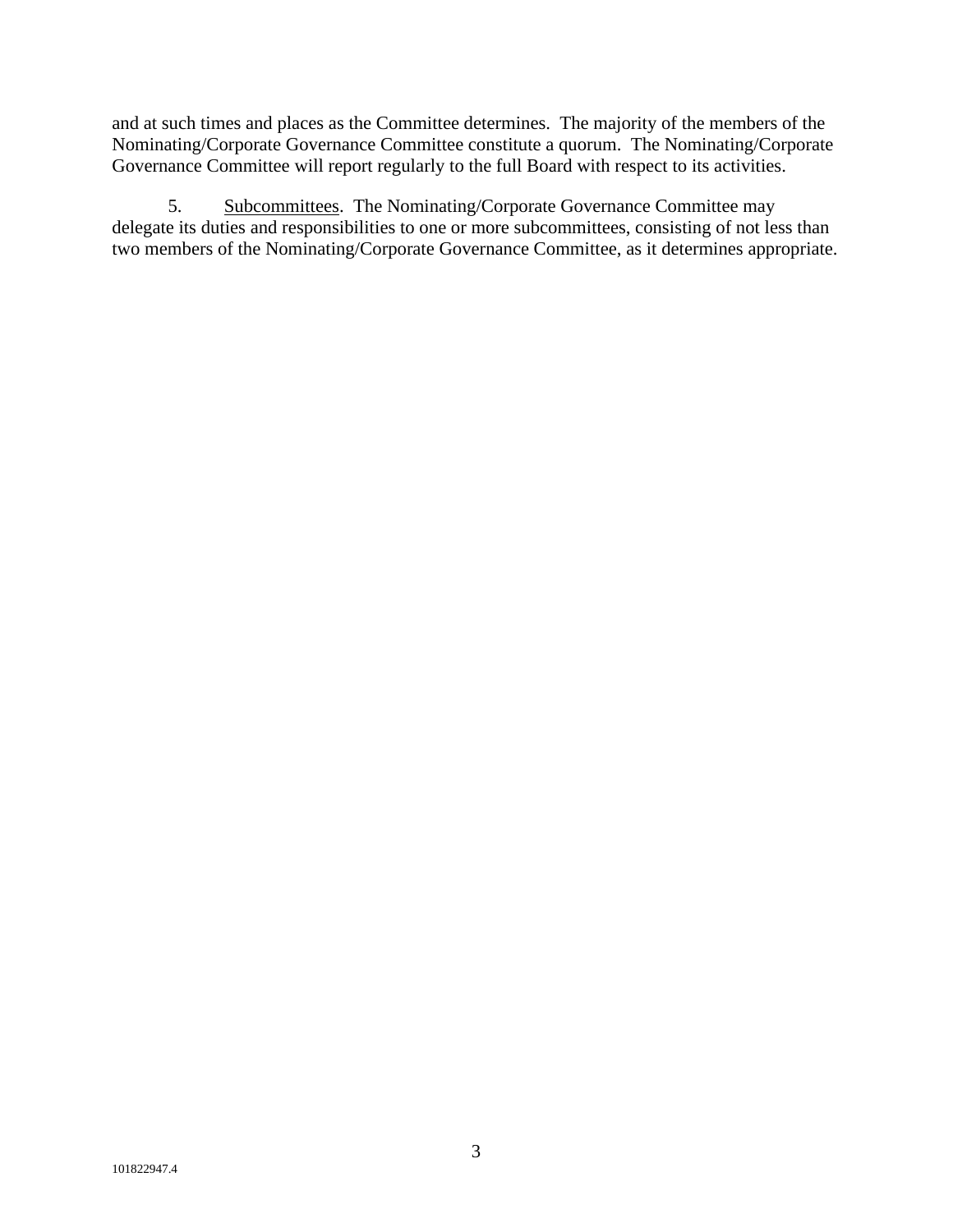and at such times and places as the Committee determines. The majority of the members of the Nominating/Corporate Governance Committee constitute a quorum. The Nominating/Corporate Governance Committee will report regularly to the full Board with respect to its activities.

5. Subcommittees. The Nominating/Corporate Governance Committee may delegate its duties and responsibilities to one or more subcommittees, consisting of not less than two members of the Nominating/Corporate Governance Committee, as it determines appropriate.